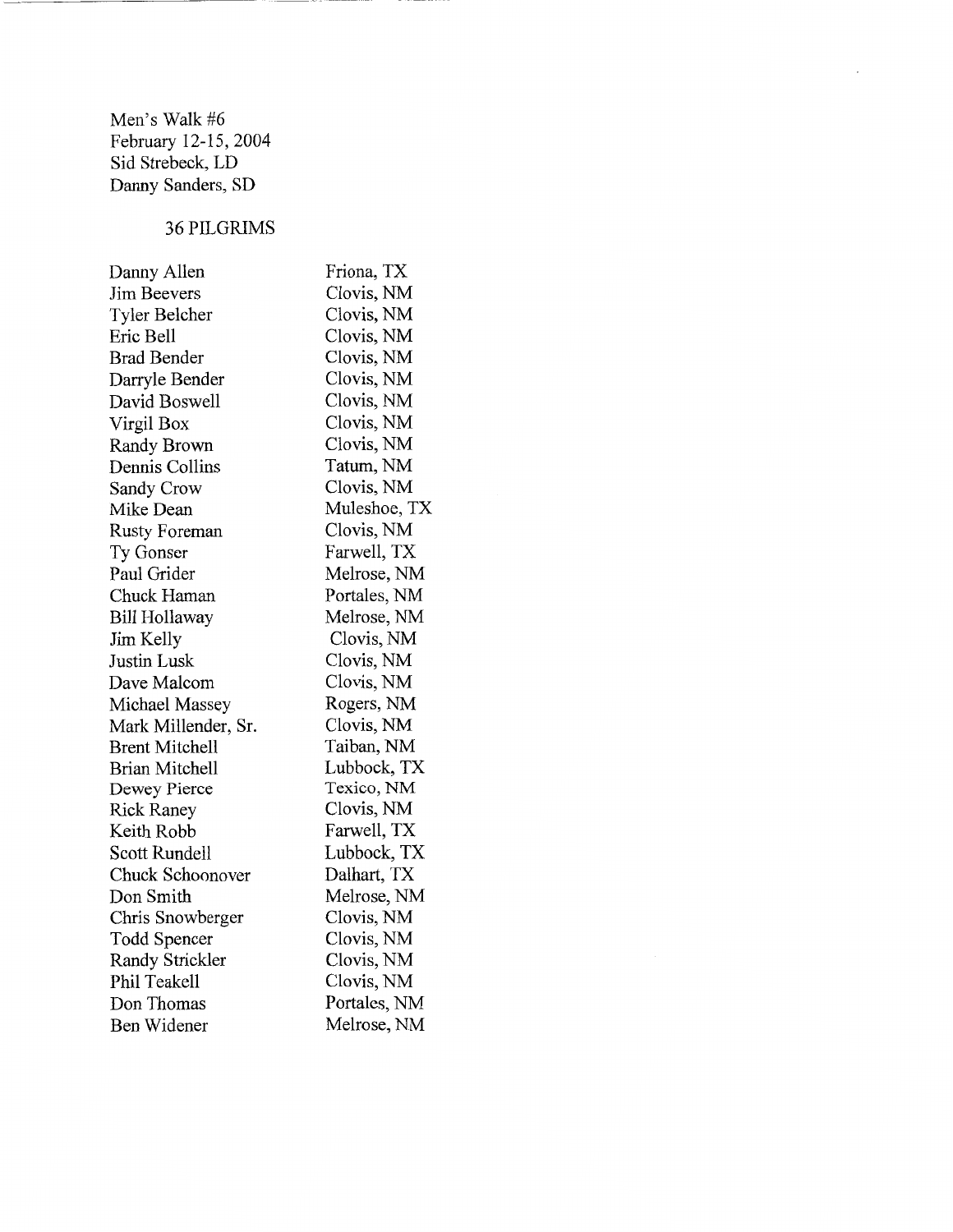Men's Walk #6
February 12-15, 2004
Sid Strebeck, LD
Danny Sanders, SD

36 PILGRIMS

| | |
|---|---|
| Danny Allen | Friona, TX |
| Jim Beevers | Clovis, NM |
| Tyler Belcher | Clovis, NM |
| Eric Bell | Clovis, NM |
| Brad Bender | Clovis, NM |
| Darryle Bender | Clovis, NM |
| David Boswell | Clovis, NM |
| Virgil Box | Clovis, NM |
| Randy Brown | Clovis, NM |
| Dennis Collins | Tatum, NM |
| Sandy Crow | Clovis, NM |
| Mike Dean | Muleshoe, TX |
| Rusty Foreman | Clovis, NM |
| Ty Gonser | Farwell, TX |
| Paul Grider | Melrose, NM |
| Chuck Haman | Portales, NM |
| Bill Hollaway | Melrose, NM |
| Jim Kelly | Clovis, NM |
| Justin Lusk | Clovis, NM |
| Dave Malcom | Clovis, NM |
| Michael Massey | Rogers, NM |
| Mark Millender, Sr. | Clovis, NM |
| Brent Mitchell | Taiban, NM |
| Brian Mitchell | Lubbock, TX |
| Dewey Pierce | Texico, NM |
| Rick Raney | Clovis, NM |
| Keith Robb | Farwell, TX |
| Scott Rundell | Lubbock, TX |
| Chuck Schoonover | Dalhart, TX |
| Don Smith | Melrose, NM |
| Chris Snowberger | Clovis, NM |
| Todd Spencer | Clovis, NM |
| Randy Strickler | Clovis, NM |
| Phil Teakell | Clovis, NM |
| Don Thomas | Portales, NM |
| Ben Widener | Melrose, NM |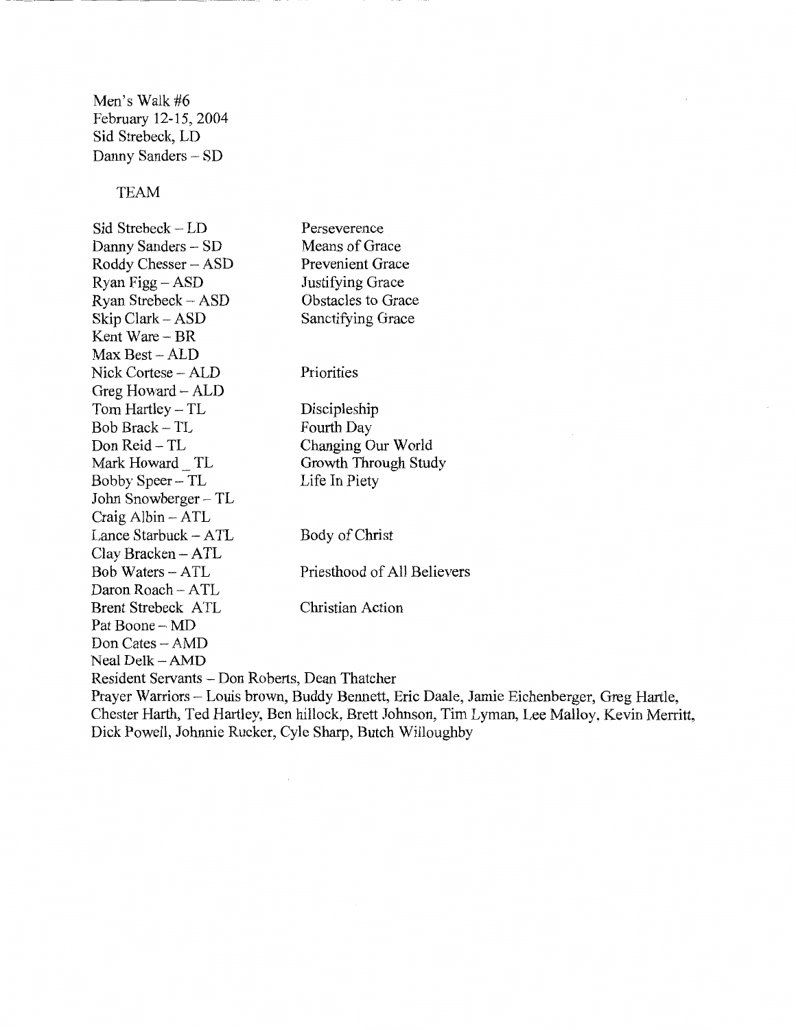Men's Walk #6
February 12-15, 2004
Sid Strebeck, LD
Danny Sanders – SD

TEAM

| | |
|---|---|
| Sid Strebeck – LD | Perseverence |
| Danny Sanders – SD | Means of Grace |
| Roddy Chesser – ASD | Prevenient Grace |
| Ryan Figg – ASD | Justifying Grace |
| Ryan Strebeck – ASD | Obstacles to Grace |
| Skip Clark – ASD | Sanctifying Grace |
| Kent Ware – BR | |
| Max Best – ALD | |
| Nick Cortese – ALD | Priorities |
| Greg Howard – ALD | |
| Tom Hartley – TL | Discipleship |
| Bob Brack – TL | Fourth Day |
| Don Reid – TL | Changing Our World |
| Mark Howard _ TL | Growth Through Study |
| Bobby Speer – TL | Life In Piety |
| John Snowberger – TL | |
| Craig Albin – ATL | |
| Lance Starbuck – ATL | Body of Christ |
| Clay Bracken – ATL | |
| Bob Waters – ATL | Priesthood of All Believers |
| Daron Roach – ATL | |
| Brent Strebeck ATL | Christian Action |
| Pat Boone – MD | |
| Don Cates – AMD | |
| Neal Delk – AMD | |

Resident Servants – Don Roberts, Dean Thatcher

Prayer Warriors – Louis brown, Buddy Bennett, Eric Daale, Jamie Eichenberger, Greg Hartle, Chester Harth, Ted Hartley, Ben hillock, Brett Johnson, Tim Lyman, Lee Malloy, Kevin Merritt, Dick Powell, Johnnie Rucker, Cyle Sharp, Butch Willoughby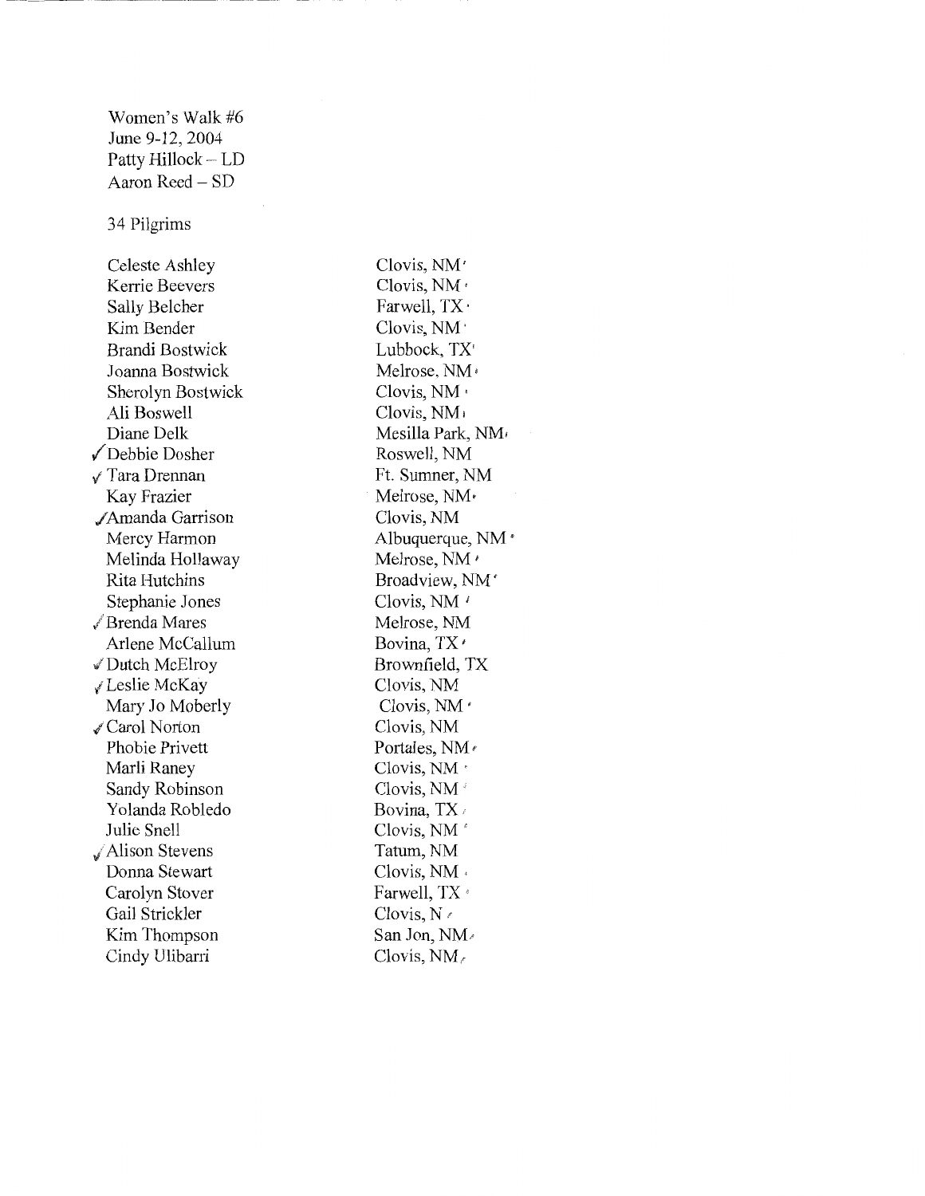Women's Walk #6
June 9-12, 2004
Patty Hillock – LD
Aaron Reed – SD

34 Pilgrims

| Name | Location |
|---|---|
| Celeste Ashley | Clovis, NM |
| Kerrie Beevers | Clovis, NM |
| Sally Belcher | Farwell, TX |
| Kim Bender | Clovis, NM |
| Brandi Bostwick | Lubbock, TX |
| Joanna Bostwick | Melrose, NM |
| Sherolyn Bostwick | Clovis, NM |
| Ali Boswell | Clovis, NM |
| Diane Delk | Mesilla Park, NM |
| ✓Debbie Dosher | Roswell, NM |
| ✓Tara Drennan | Ft. Sumner, NM |
| Kay Frazier | Melrose, NM |
| ✓Amanda Garrison | Clovis, NM |
| Mercy Harmon | Albuquerque, NM |
| Melinda Hollaway | Melrose, NM |
| Rita Hutchins | Broadview, NM |
| Stephanie Jones | Clovis, NM |
| ✓Brenda Mares | Melrose, NM |
| Arlene McCallum | Bovina, TX |
| ✓Dutch McElroy | Brownfield, TX |
| ✓Leslie McKay | Clovis, NM |
| Mary Jo Moberly | Clovis, NM |
| ✓Carol Norton | Clovis, NM |
| Phobie Privett | Portales, NM |
| Marli Raney | Clovis, NM |
| Sandy Robinson | Clovis, NM |
| Yolanda Robledo | Bovina, TX |
| Julie Snell | Clovis, NM |
| ✓Alison Stevens | Tatum, NM |
| Donna Stewart | Clovis, NM |
| Carolyn Stover | Farwell, TX |
| Gail Strickler | Clovis, N |
| Kim Thompson | San Jon, NM |
| Cindy Ulibarri | Clovis, NM |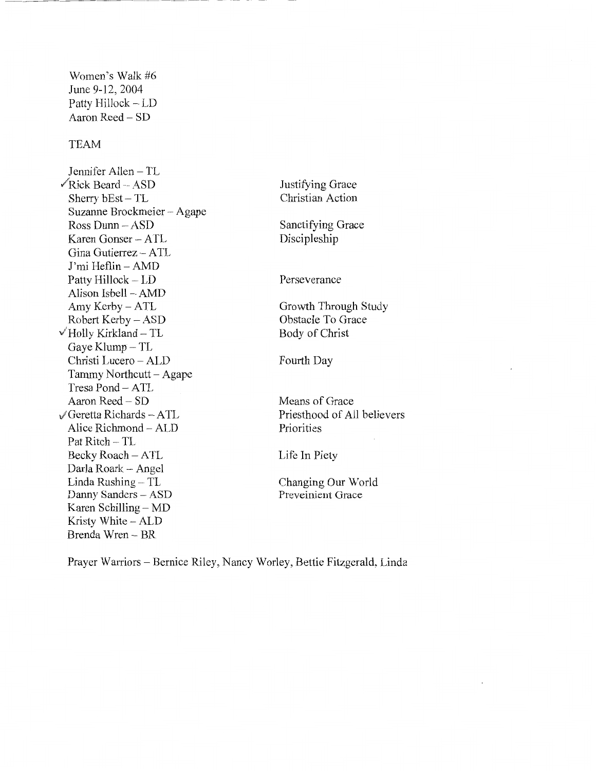Women's Walk #6
June 9-12, 2004
Patty Hillock – LD
Aaron Reed – SD

| TEAM | |
| --- | --- |
| Jennifer Allen – TL | |
| ✓Rick Beard – ASD | Justifying Grace |
| Sherry bEst – TL | Christian Action |
| Suzanne Brockmeier – Agape | |
| Ross Dunn – ASD | Sanctifying Grace |
| Karen Gonser – ATL | Discipleship |
| Gina Gutierrez – ATL | |
| J'mi Heflin – AMD | |
| Patty Hillock – LD | Perseverance |
| Alison Isbell – AMD | |
| Amy Kerby – ATL | Growth Through Study |
| Robert Kerby – ASD | Obstacle To Grace |
| ✓Holly Kirkland – TL | Body of Christ |
| Gaye Klump – TL | |
| Christi Lucero – ALD | Fourth Day |
| Tammy Northcutt – Agape | |
| Tresa Pond – ATL | |
| Aaron Reed – SD | Means of Grace |
| ✓Geretta Richards – ATL | Priesthood of All believers |
| Alice Richmond – ALD | Priorities |
| Pat Ritch – TL | |
| Becky Roach – ATL | Life In Piety |
| Darla Roark – Angel | |
| Linda Rushing – TL | Changing Our World |
| Danny Sanders – ASD | Preveinient Grace |
| Karen Schilling – MD | |
| Kristy White – ALD | |
| Brenda Wren – BR | |

Prayer Warriors – Bernice Riley, Nancy Worley, Bettie Fitzgerald, Linda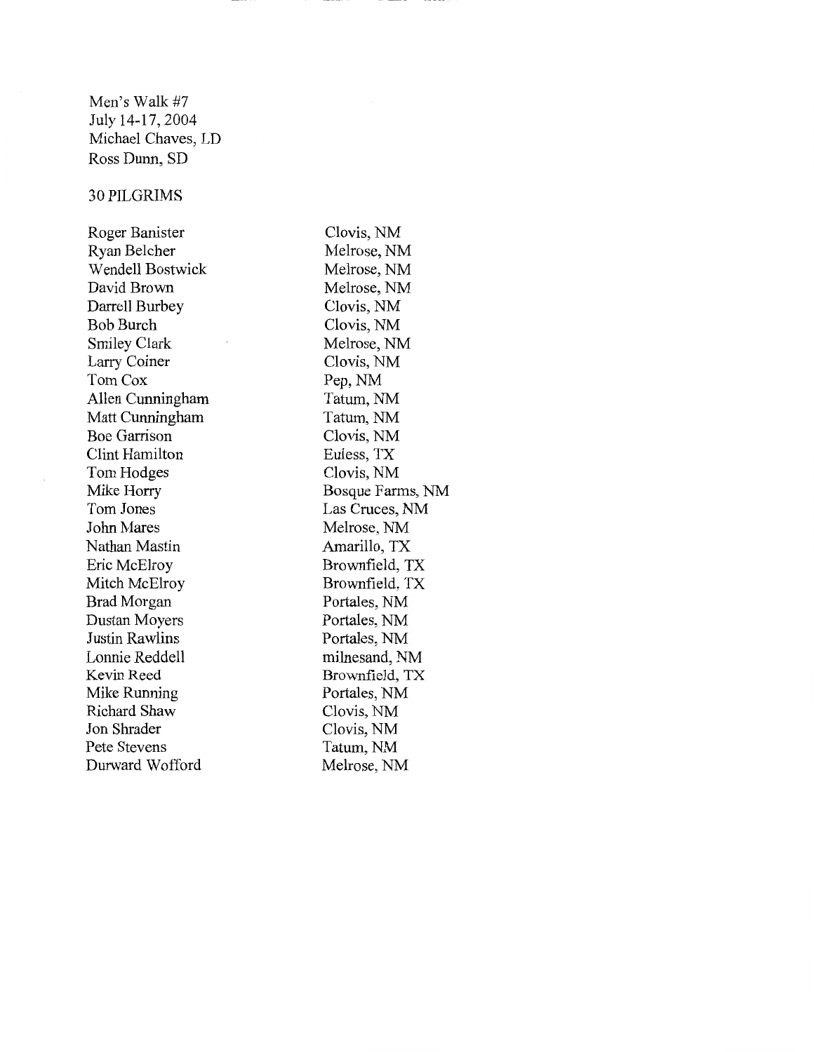Men's Walk #7
July 14-17, 2004
Michael Chaves, LD
Ross Dunn, SD

30 PILGRIMS

| | |
|---|---|
| Roger Banister | Clovis, NM |
| Ryan Belcher | Melrose, NM |
| Wendell Bostwick | Melrose, NM |
| David Brown | Melrose, NM |
| Darrell Burbey | Clovis, NM |
| Bob Burch | Clovis, NM |
| Smiley Clark | Melrose, NM |
| Larry Coiner | Clovis, NM |
| Tom Cox | Pep, NM |
| Allen Cunningham | Tatum, NM |
| Matt Cunningham | Tatum, NM |
| Boe Garrison | Clovis, NM |
| Clint Hamilton | Euless, TX |
| Tom Hodges | Clovis, NM |
| Mike Horry | Bosque Farms, NM |
| Tom Jones | Las Cruces, NM |
| John Mares | Melrose, NM |
| Nathan Mastin | Amarillo, TX |
| Eric McElroy | Brownfield, TX |
| Mitch McElroy | Brownfield, TX |
| Brad Morgan | Portales, NM |
| Dustan Moyers | Portales, NM |
| Justin Rawlins | Portales, NM |
| Lonnie Reddell | milnesand, NM |
| Kevin Reed | Brownfield, TX |
| Mike Running | Portales, NM |
| Richard Shaw | Clovis, NM |
| Jon Shrader | Clovis, NM |
| Pete Stevens | Tatum, NM |
| Durward Wofford | Melrose, NM |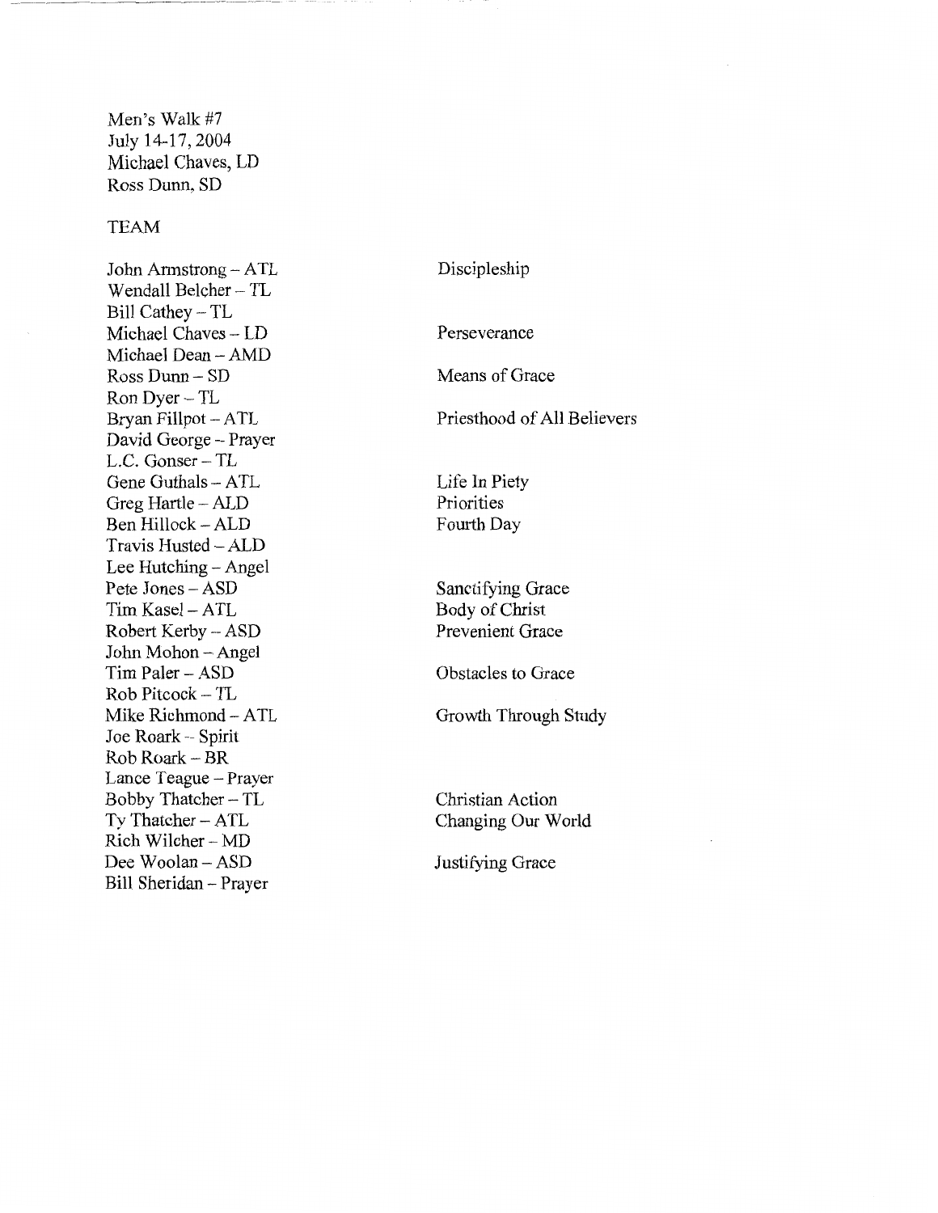Men's Walk #7
July 14-17, 2004
Michael Chaves, LD
Ross Dunn, SD

TEAM

| Name – Role | Talk |
|---|---|
| John Armstrong – ATL | Discipleship |
| Wendall Belcher – TL | |
| Bill Cathey – TL | |
| Michael Chaves – LD | Perseverance |
| Michael Dean – AMD | |
| Ross Dunn – SD | Means of Grace |
| Ron Dyer – TL | |
| Bryan Fillpot – ATL | Priesthood of All Believers |
| David George – Prayer | |
| L.C. Gonser – TL | |
| Gene Guthals – ATL | Life In Piety |
| Greg Hartle – ALD | Priorities |
| Ben Hillock – ALD | Fourth Day |
| Travis Husted – ALD | |
| Lee Hutching – Angel | |
| Pete Jones – ASD | Sanctifying Grace |
| Tim Kasel – ATL | Body of Christ |
| Robert Kerby – ASD | Prevenient Grace |
| John Mohon – Angel | |
| Tim Paler – ASD | Obstacles to Grace |
| Rob Pitcock – TL | |
| Mike Richmond – ATL | Growth Through Study |
| Joe Roark – Spirit | |
| Rob Roark – BR | |
| Lance Teague – Prayer | |
| Bobby Thatcher – TL | Christian Action |
| Ty Thatcher – ATL | Changing Our World |
| Rich Wilcher – MD | |
| Dee Woolan – ASD | Justifying Grace |
| Bill Sheridan – Prayer | |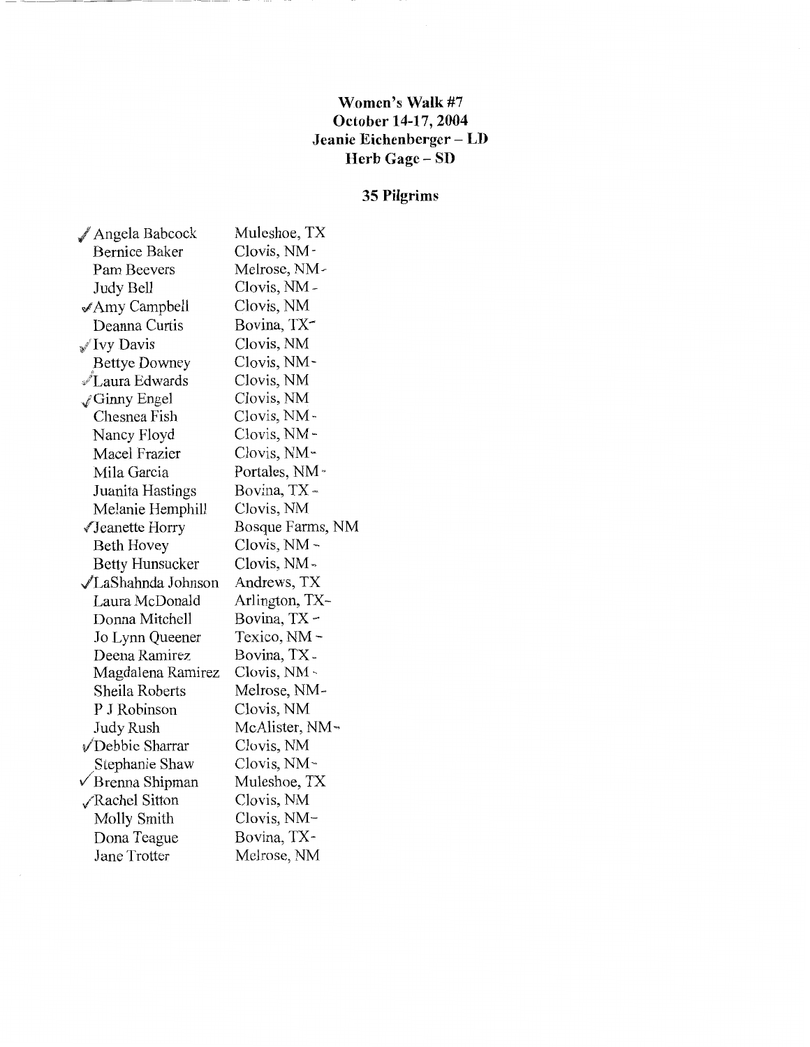**Women's Walk #7**
**October 14-17, 2004**
**Jeanie Eichenberger – LD**
**Herb Gage – SD**

**35 Pilgrims**

| Name | Location |
|---|---|
| ✓Angela Babcock | Muleshoe, TX |
| Bernice Baker | Clovis, NM - |
| Pam Beevers | Melrose, NM - |
| Judy Bell | Clovis, NM - |
| ✓Amy Campbell | Clovis, NM |
| Deanna Curtis | Bovina, TX - |
| ✓Ivy Davis | Clovis, NM |
| Bettye Downey | Clovis, NM - |
| ✓Laura Edwards | Clovis, NM |
| ✓Ginny Engel | Clovis, NM |
| Chesnea Fish | Clovis, NM - |
| Nancy Floyd | Clovis, NM - |
| Macel Frazier | Clovis, NM - |
| Mila Garcia | Portales, NM - |
| Juanita Hastings | Bovina, TX - |
| Melanie Hemphill | Clovis, NM |
| ✓Jeanette Horry | Bosque Farms, NM |
| Beth Hovey | Clovis, NM - |
| Betty Hunsucker | Clovis, NM - |
| ✓LaShahnda Johnson | Andrews, TX |
| Laura McDonald | Arlington, TX - |
| Donna Mitchell | Bovina, TX - |
| Jo Lynn Queener | Texico, NM - |
| Deena Ramirez | Bovina, TX - |
| Magdalena Ramirez | Clovis, NM - |
| Sheila Roberts | Melrose, NM - |
| P J Robinson | Clovis, NM |
| Judy Rush | McAlister, NM - |
| ✓Debbie Sharrar | Clovis, NM |
| Stephanie Shaw | Clovis, NM - |
| ✓Brenna Shipman | Muleshoe, TX |
| ✓Rachel Sitton | Clovis, NM |
| Molly Smith | Clovis, NM - |
| Dona Teague | Bovina, TX - |
| Jane Trotter | Melrose, NM |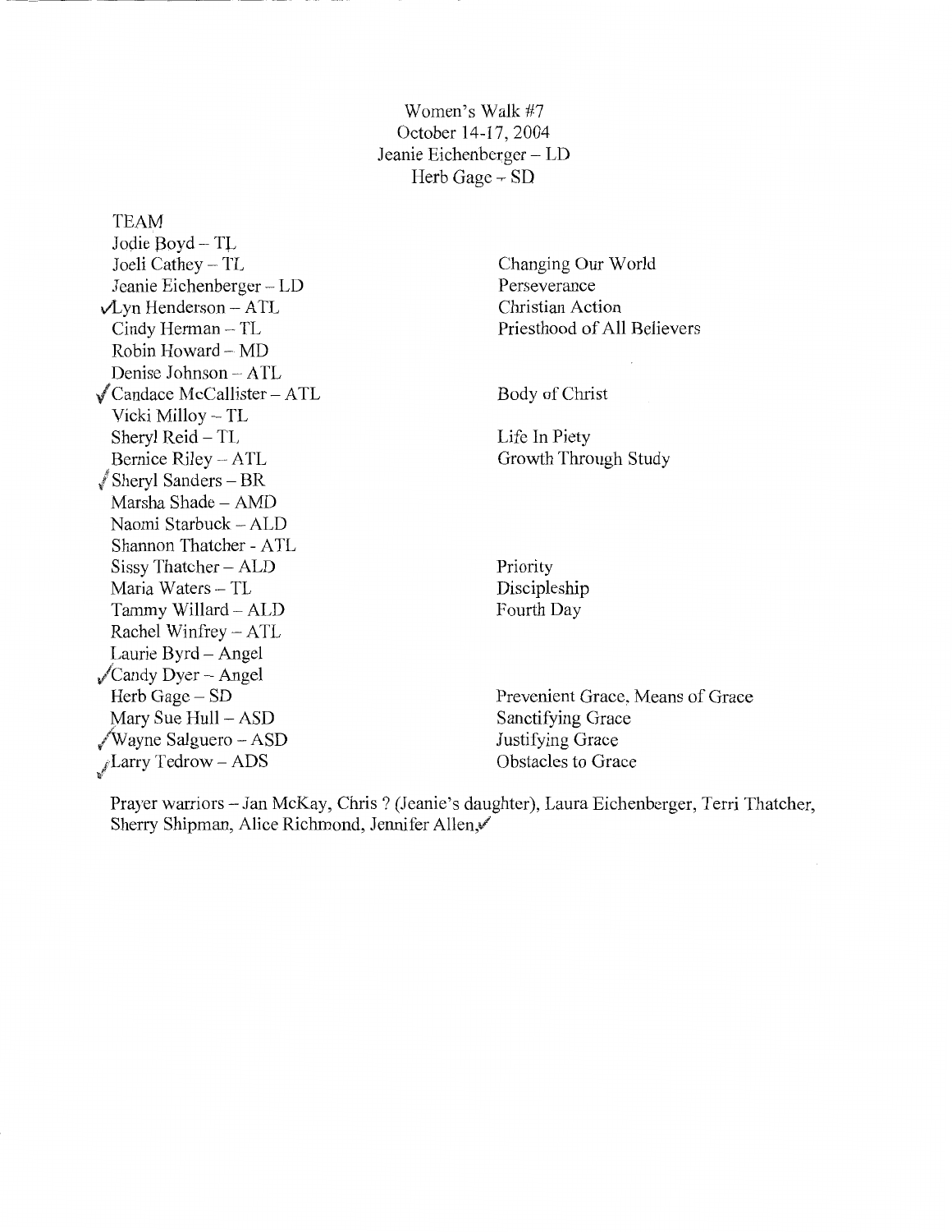Women's Walk #7
October 14-17, 2004
Jeanie Eichenberger – LD
Herb Gage – SD

| TEAM | |
|---|---|
| Jodie Boyd – TL | |
| Joeli Cathey – TL | Changing Our World |
| Jeanie Eichenberger – LD | Perseverance |
| ✓Lyn Henderson – ATL | Christian Action |
| Cindy Herman – TL | Priesthood of All Believers |
| Robin Howard – MD | |
| Denise Johnson – ATL | |
| ✓Candace McCallister – ATL | Body of Christ |
| Vicki Milloy – TL | |
| Sheryl Reid – TL | Life In Piety |
| Bernice Riley – ATL | Growth Through Study |
| ✓Sheryl Sanders – BR | |
| Marsha Shade – AMD | |
| Naomi Starbuck – ALD | |
| Shannon Thatcher - ATL | |
| Sissy Thatcher – ALD | Priority |
| Maria Waters – TL | Discipleship |
| Tammy Willard – ALD | Fourth Day |
| Rachel Winfrey – ATL | |
| Laurie Byrd – Angel | |
| ✓Candy Dyer – Angel | |
| Herb Gage – SD | Prevenient Grace, Means of Grace |
| Mary Sue Hull – ASD | Sanctifying Grace |
| ✓Wayne Salguero – ASD | Justifying Grace |
| ✓Larry Tedrow – ADS | Obstacles to Grace |

Prayer warriors – Jan McKay, Chris ? (Jeanie's daughter), Laura Eichenberger, Terri Thatcher, Sherry Shipman, Alice Richmond, Jennifer Allen,✓